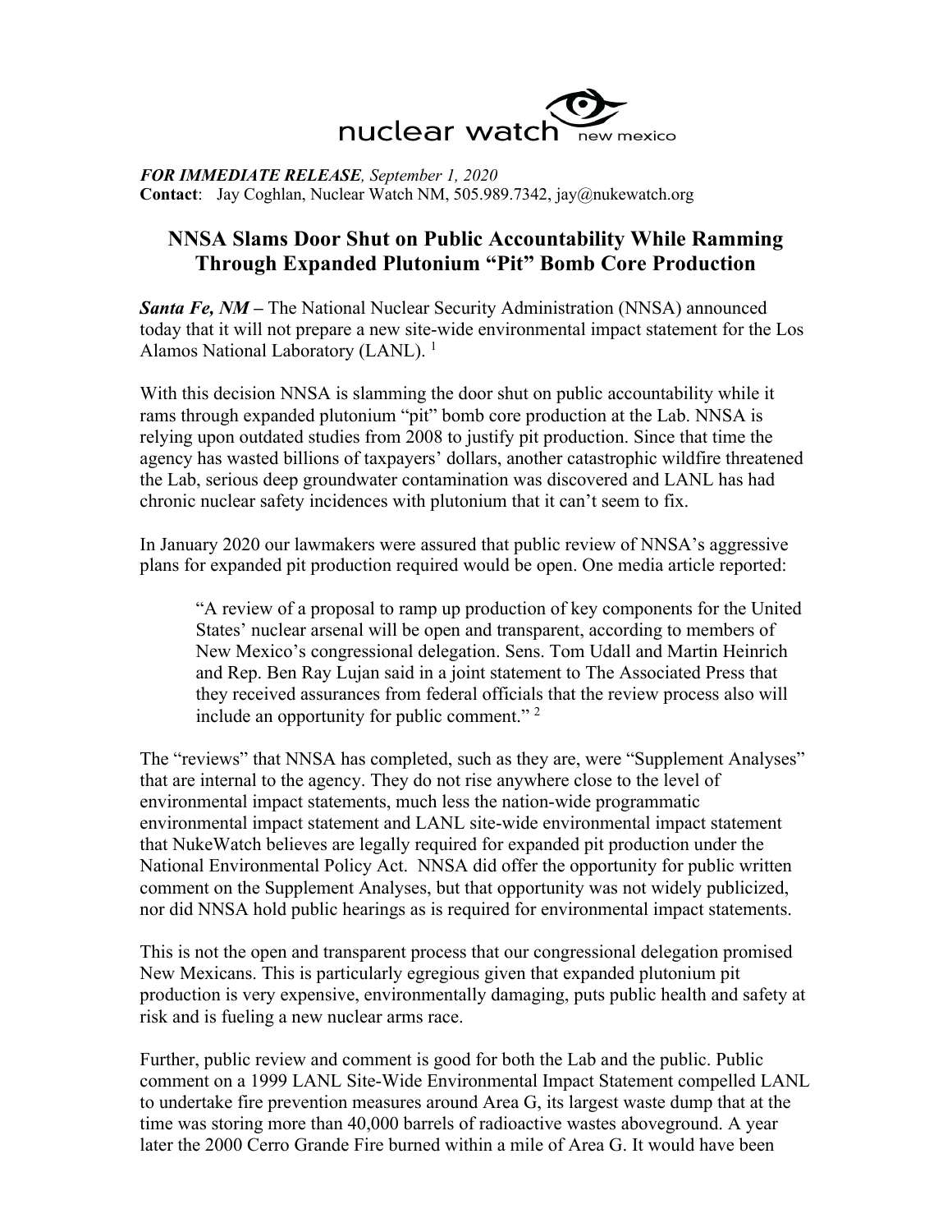nuclear watch new mexico

***FOR IMMEDIATE RELEASE**, September 1, 2020*
**Contact**: Jay Coghlan, Nuclear Watch NM, 505.989.7342, jay@nukewatch.org

# NNSA Slams Door Shut on Public Accountability While Ramming Through Expanded Plutonium "Pit" Bomb Core Production

***Santa Fe, NM –*** The National Nuclear Security Administration (NNSA) announced today that it will not prepare a new site-wide environmental impact statement for the Los Alamos National Laboratory (LANL). [1]

With this decision NNSA is slamming the door shut on public accountability while it rams through expanded plutonium "pit" bomb core production at the Lab. NNSA is relying upon outdated studies from 2008 to justify pit production. Since that time the agency has wasted billions of taxpayers' dollars, another catastrophic wildfire threatened the Lab, serious deep groundwater contamination was discovered and LANL has had chronic nuclear safety incidences with plutonium that it can't seem to fix.

In January 2020 our lawmakers were assured that public review of NNSA's aggressive plans for expanded pit production required would be open. One media article reported:

> "A review of a proposal to ramp up production of key components for the United States' nuclear arsenal will be open and transparent, according to members of New Mexico's congressional delegation. Sens. Tom Udall and Martin Heinrich and Rep. Ben Ray Lujan said in a joint statement to The Associated Press that they received assurances from federal officials that the review process also will include an opportunity for public comment." [2]

The "reviews" that NNSA has completed, such as they are, were "Supplement Analyses" that are internal to the agency. They do not rise anywhere close to the level of environmental impact statements, much less the nation-wide programmatic environmental impact statement and LANL site-wide environmental impact statement that NukeWatch believes are legally required for expanded pit production under the National Environmental Policy Act. NNSA did offer the opportunity for public written comment on the Supplement Analyses, but that opportunity was not widely publicized, nor did NNSA hold public hearings as is required for environmental impact statements.

This is not the open and transparent process that our congressional delegation promised New Mexicans. This is particularly egregious given that expanded plutonium pit production is very expensive, environmentally damaging, puts public health and safety at risk and is fueling a new nuclear arms race.

Further, public review and comment is good for both the Lab and the public. Public comment on a 1999 LANL Site-Wide Environmental Impact Statement compelled LANL to undertake fire prevention measures around Area G, its largest waste dump that at the time was storing more than 40,000 barrels of radioactive wastes aboveground. A year later the 2000 Cerro Grande Fire burned within a mile of Area G. It would have been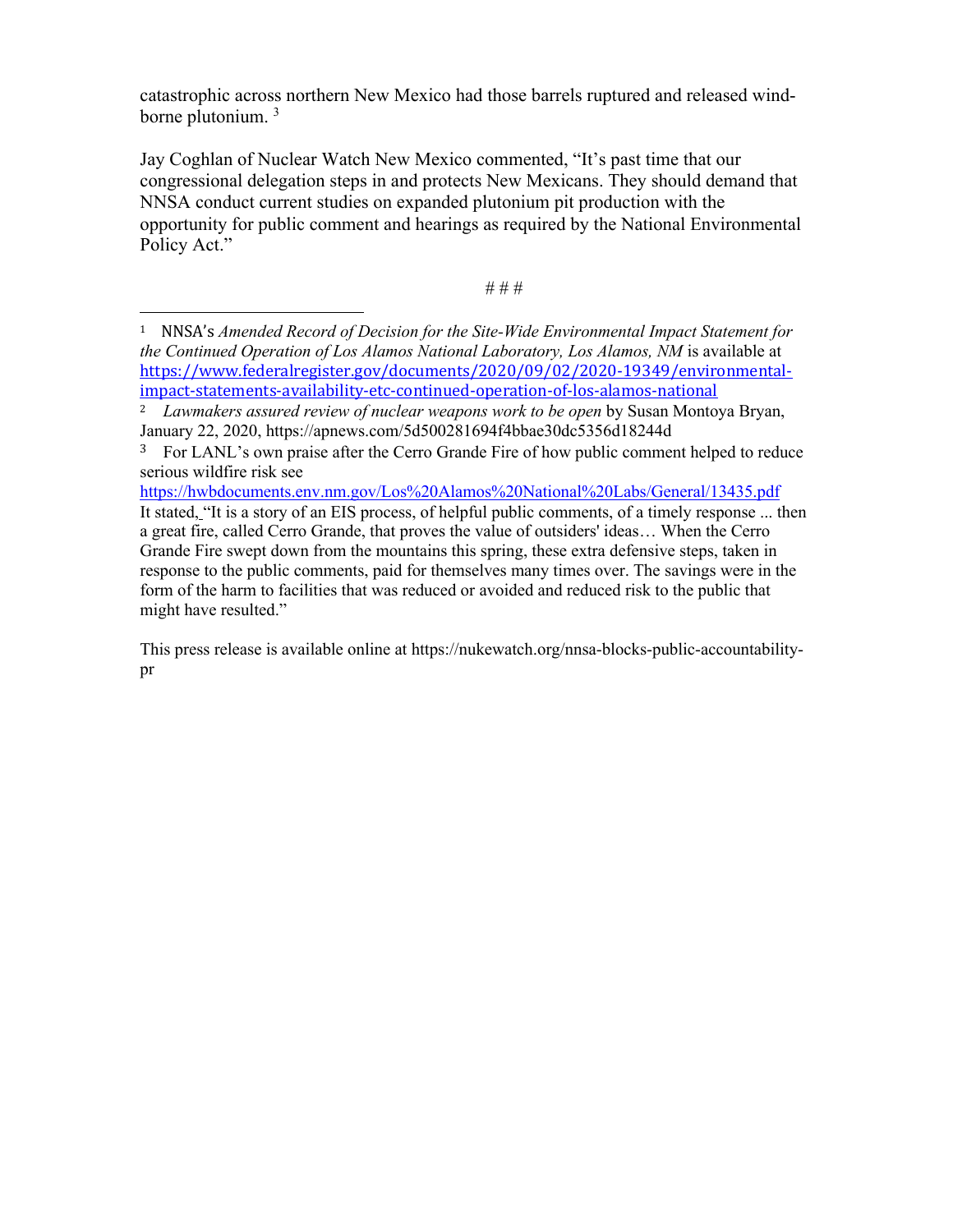catastrophic across northern New Mexico had those barrels ruptured and released wind-borne plutonium. [3]

Jay Coghlan of Nuclear Watch New Mexico commented, "It's past time that our congressional delegation steps in and protects New Mexicans. They should demand that NNSA conduct current studies on expanded plutonium pit production with the opportunity for public comment and hearings as required by the National Environmental Policy Act."

# # #

---

[1] NNSA's *Amended Record of Decision for the Site-Wide Environmental Impact Statement for the Continued Operation of Los Alamos National Laboratory, Los Alamos, NM* is available at https://www.federalregister.gov/documents/2020/09/02/2020-19349/environmental-impact-statements-availability-etc-continued-operation-of-los-alamos-national

[2] *Lawmakers assured review of nuclear weapons work to be open* by Susan Montoya Bryan, January 22, 2020, https://apnews.com/5d500281694f4bbae30dc5356d18244d

[3] For LANL's own praise after the Cerro Grande Fire of how public comment helped to reduce serious wildfire risk see https://hwbdocuments.env.nm.gov/Los%20Alamos%20National%20Labs/General/13435.pdf
It stated, "It is a story of an EIS process, of helpful public comments, of a timely response ... then a great fire, called Cerro Grande, that proves the value of outsiders' ideas… When the Cerro Grande Fire swept down from the mountains this spring, these extra defensive steps, taken in response to the public comments, paid for themselves many times over. The savings were in the form of the harm to facilities that was reduced or avoided and reduced risk to the public that might have resulted."

This press release is available online at https://nukewatch.org/nnsa-blocks-public-accountability-pr